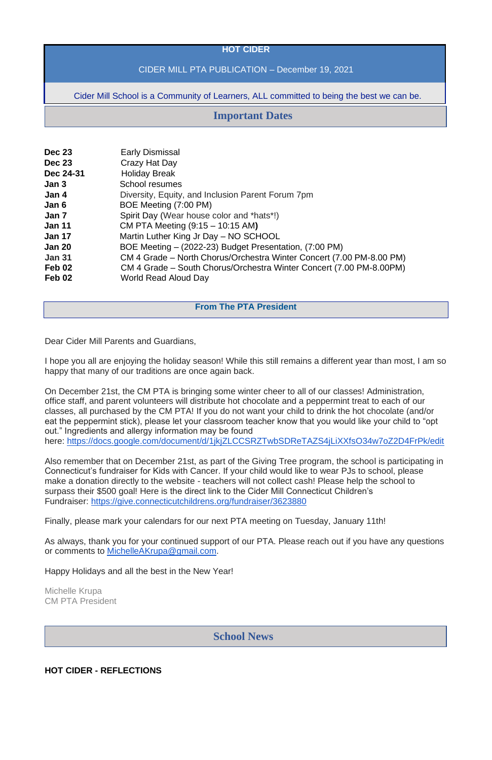# HOT CIDER

CIDER MILL PTA PUBLICATION – December 19, 2021

Cider Mill School is a Community of Learners, ALL committed to being the best we can be.

## Important Dates

| | |
|---|---|
| **Dec 23** | Early Dismissal |
| **Dec 23** | Crazy Hat Day |
| **Dec 24-31** | Holiday Break |
| **Jan 3** | School resumes |
| **Jan 4** | Diversity, Equity, and Inclusion Parent Forum 7pm |
| **Jan 6** | BOE Meeting (7:00 PM) |
| **Jan 7** | Spirit Day (Wear house color and *hats*!) |
| **Jan 11** | CM PTA Meeting (9:15 – 10:15 AM**)** |
| **Jan 17** | Martin Luther King Jr Day – NO SCHOOL |
| **Jan 20** | BOE Meeting – (2022-23) Budget Presentation, (7:00 PM) |
| **Jan 31** | CM 4 Grade – North Chorus/Orchestra Winter Concert (7.00 PM-8.00 PM) |
| **Feb 02** | CM 4 Grade – South Chorus/Orchestra Winter Concert (7.00 PM-8.00PM) |
| **Feb 02** | World Read Aloud Day |

## From The PTA President

Dear Cider Mill Parents and Guardians,

I hope you all are enjoying the holiday season! While this still remains a different year than most, I am so happy that many of our traditions are once again back.

On December 21st, the CM PTA is bringing some winter cheer to all of our classes! Administration, office staff, and parent volunteers will distribute hot chocolate and a peppermint treat to each of our classes, all purchased by the CM PTA! If you do not want your child to drink the hot chocolate (and/or eat the peppermint stick), please let your classroom teacher know that you would like your child to "opt out." Ingredients and allergy information may be found here: https://docs.google.com/document/d/1jkjZLCCSRZTwbSDReTAZS4jLiXXfsO34w7oZ2D4FrPk/edit

Also remember that on December 21st, as part of the Giving Tree program, the school is participating in Connecticut's fundraiser for Kids with Cancer. If your child would like to wear PJs to school, please make a donation directly to the website - teachers will not collect cash! Please help the school to surpass their $500 goal! Here is the direct link to the Cider Mill Connecticut Children's Fundraiser: https://give.connecticutchildrens.org/fundraiser/3623880

Finally, please mark your calendars for our next PTA meeting on Tuesday, January 11th!

As always, thank you for your continued support of our PTA. Please reach out if you have any questions or comments to MichelleAKrupa@gmail.com.

Happy Holidays and all the best in the New Year!

Michelle Krupa
CM PTA President

## School News

**HOT CIDER - REFLECTIONS**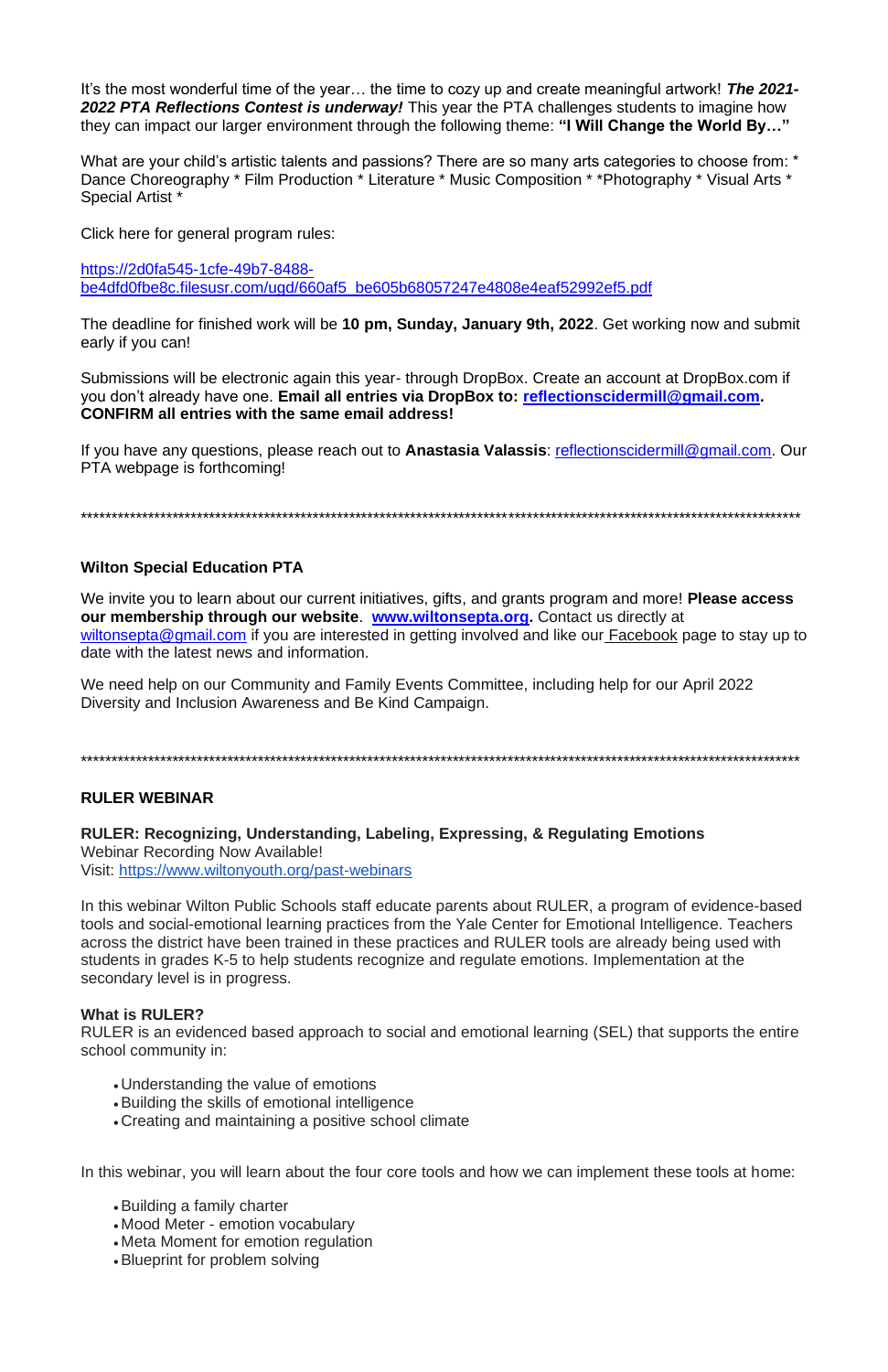It's the most wonderful time of the year… the time to cozy up and create meaningful artwork! ***The 2021-2022 PTA Reflections Contest is underway!*** This year the PTA challenges students to imagine how they can impact our larger environment through the following theme: **"I Will Change the World By…"**

What are your child's artistic talents and passions? There are so many arts categories to choose from: * Dance Choreography * Film Production * Literature * Music Composition * *Photography * Visual Arts * Special Artist *

Click here for general program rules:

[https://2d0fa545-1cfe-49b7-8488-be4dfd0fbe8c.filesusr.com/ugd/660af5_be605b68057247e4808e4eaf52992ef5.pdf](https://2d0fa545-1cfe-49b7-8488-be4dfd0fbe8c.filesusr.com/ugd/660af5_be605b68057247e4808e4eaf52992ef5.pdf)

The deadline for finished work will be **10 pm, Sunday, January 9th, 2022**. Get working now and submit early if you can!

Submissions will be electronic again this year- through DropBox. Create an account at DropBox.com if you don't already have one. **Email all entries via DropBox to: [reflectionscidermill@gmail.com](mailto:reflectionscidermill@gmail.com). CONFIRM all entries with the same email address!**

If you have any questions, please reach out to **Anastasia Valassis**: [reflectionscidermill@gmail.com](mailto:reflectionscidermill@gmail.com). Our PTA webpage is forthcoming!

*******************************************************************************************************************

## Wilton Special Education PTA

We invite you to learn about our current initiatives, gifts, and grants program and more! **Please access our membership through our website**. **[www.wiltonsepta.org](http://www.wiltonsepta.org).** Contact us directly at [wiltonsepta@gmail.com](mailto:wiltonsepta@gmail.com) if you are interested in getting involved and like our Facebook page to stay up to date with the latest news and information.

We need help on our Community and Family Events Committee, including help for our April 2022 Diversity and Inclusion Awareness and Be Kind Campaign.

*******************************************************************************************************************

## RULER WEBINAR

**RULER: Recognizing, Understanding, Labeling, Expressing, & Regulating Emotions**
Webinar Recording Now Available!
Visit: [https://www.wiltonyouth.org/past-webinars](https://www.wiltonyouth.org/past-webinars)

In this webinar Wilton Public Schools staff educate parents about RULER, a program of evidence-based tools and social-emotional learning practices from the Yale Center for Emotional Intelligence. Teachers across the district have been trained in these practices and RULER tools are already being used with students in grades K-5 to help students recognize and regulate emotions. Implementation at the secondary level is in progress.

**What is RULER?**
RULER is an evidenced based approach to social and emotional learning (SEL) that supports the entire school community in:

- Understanding the value of emotions
- Building the skills of emotional intelligence
- Creating and maintaining a positive school climate

In this webinar, you will learn about the four core tools and how we can implement these tools at home:

- Building a family charter
- Mood Meter - emotion vocabulary
- Meta Moment for emotion regulation
- Blueprint for problem solving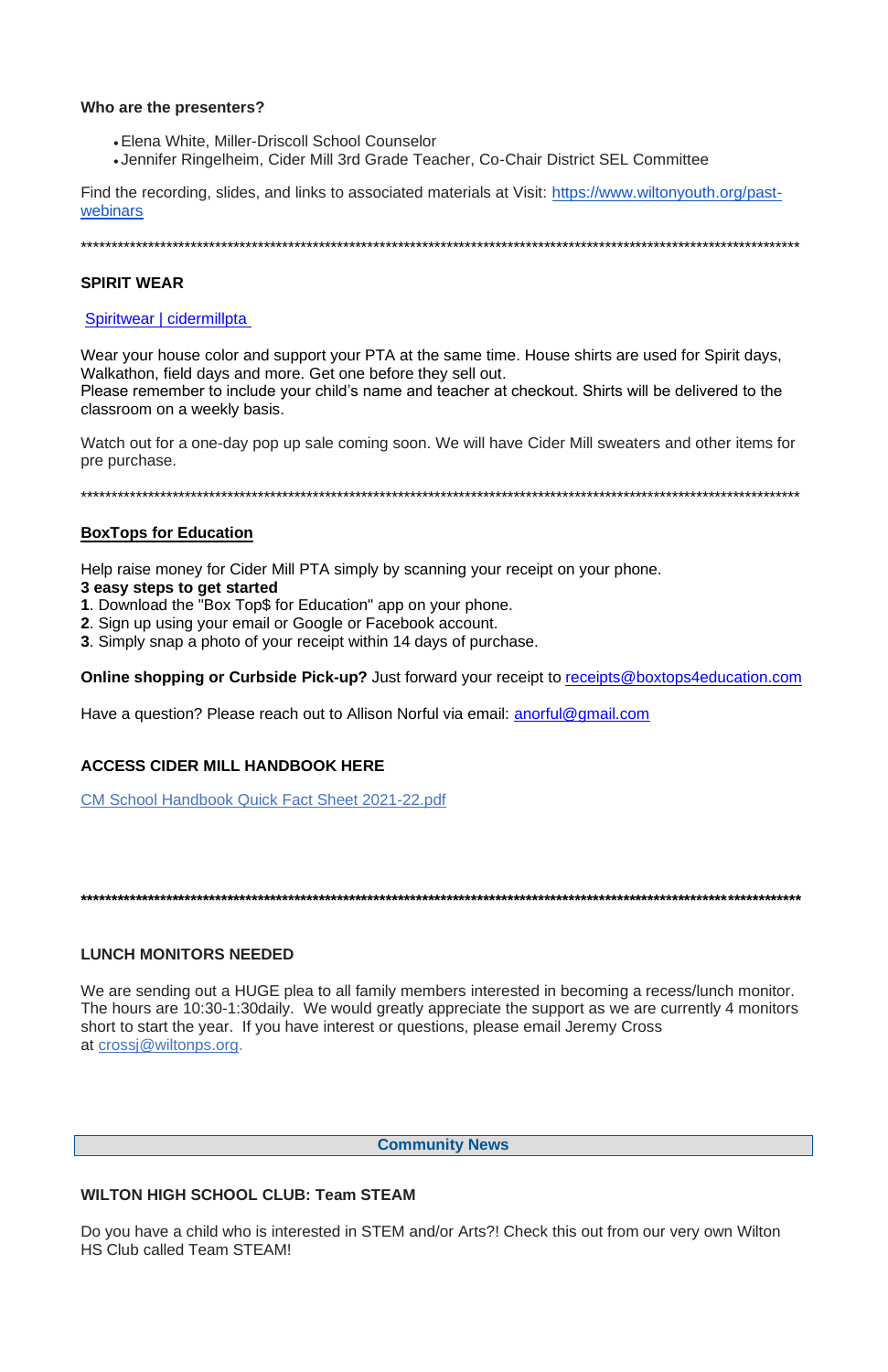**Who are the presenters?**

- Elena White, Miller-Driscoll School Counselor
- Jennifer Ringelheim, Cider Mill 3rd Grade Teacher, Co-Chair District SEL Committee

Find the recording, slides, and links to associated materials at Visit: [https://www.wiltonyouth.org/past-webinars](https://www.wiltonyouth.org/past-webinars)

*******************************************************************************************************************

**SPIRIT WEAR**

[Spiritwear | cidermillpta](Spiritwear | cidermillpta)

Wear your house color and support your PTA at the same time. House shirts are used for Spirit days, Walkathon, field days and more. Get one before they sell out.
Please remember to include your child's name and teacher at checkout. Shirts will be delivered to the classroom on a weekly basis.

Watch out for a one-day pop up sale coming soon. We will have Cider Mill sweaters and other items for pre purchase.

*******************************************************************************************************************

**BoxTops for Education**

Help raise money for Cider Mill PTA simply by scanning your receipt on your phone.
**3 easy steps to get started**
**1**. Download the "Box Top$ for Education" app on your phone.
**2**. Sign up using your email or Google or Facebook account.
**3**. Simply snap a photo of your receipt within 14 days of purchase.

**Online shopping or Curbside Pick-up?** Just forward your receipt to receipts@boxtops4education.com

Have a question? Please reach out to Allison Norful via email: anorful@gmail.com

**ACCESS CIDER MILL HANDBOOK HERE**

CM School Handbook Quick Fact Sheet 2021-22.pdf

*******************************************************************************************************************

**LUNCH MONITORS NEEDED**

We are sending out a HUGE plea to all family members interested in becoming a recess/lunch monitor. The hours are 10:30-1:30daily. We would greatly appreciate the support as we are currently 4 monitors short to start the year. If you have interest or questions, please email Jeremy Cross at crossj@wiltonps.org.

**Community News**

**WILTON HIGH SCHOOL CLUB: Team STEAM**

Do you have a child who is interested in STEM and/or Arts?! Check this out from our very own Wilton HS Club called Team STEAM!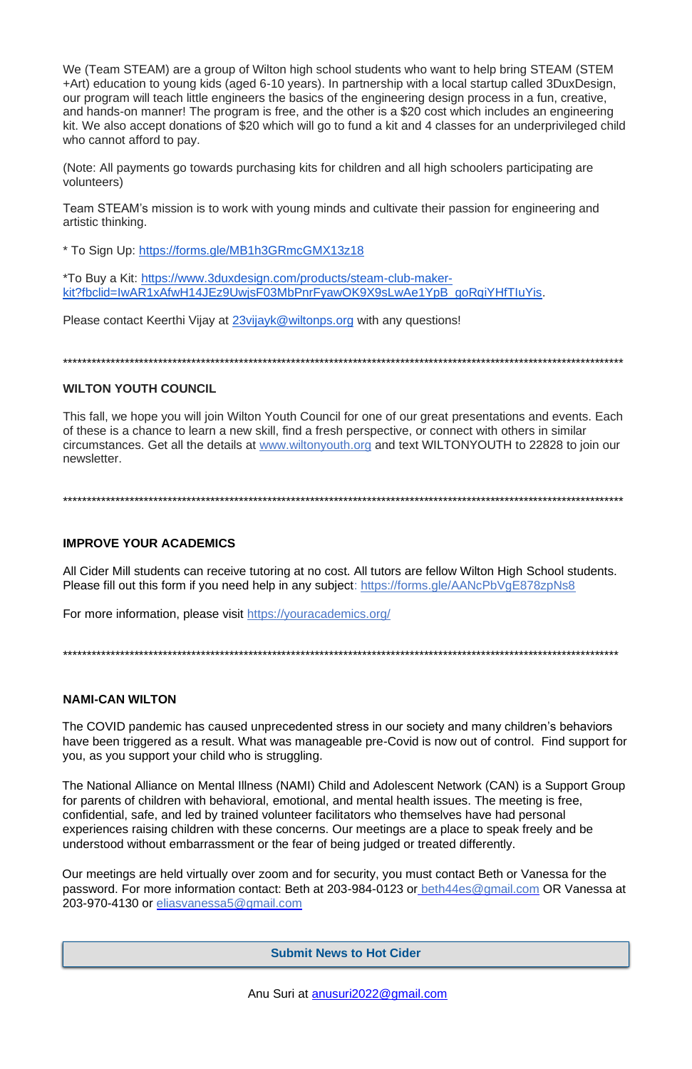We (Team STEAM) are a group of Wilton high school students who want to help bring STEAM (STEM +Art) education to young kids (aged 6-10 years). In partnership with a local startup called 3DuxDesign, our program will teach little engineers the basics of the engineering design process in a fun, creative, and hands-on manner! The program is free, and the other is a $20 cost which includes an engineering kit. We also accept donations of $20 which will go to fund a kit and 4 classes for an underprivileged child who cannot afford to pay.

(Note: All payments go towards purchasing kits for children and all high schoolers participating are volunteers)

Team STEAM's mission is to work with young minds and cultivate their passion for engineering and artistic thinking.

* To Sign Up: https://forms.gle/MB1h3GRmcGMX13z18

*To Buy a Kit: https://www.3duxdesign.com/products/steam-club-maker-kit?fbclid=IwAR1xAfwH14JEz9UwjsF03MbPnrFyawOK9X9sLwAe1YpB_goRqiYHfTIuYis.

Please contact Keerthi Vijay at 23vijayk@wiltonps.org with any questions!

**************************************************************************************************************

**WILTON YOUTH COUNCIL**

This fall, we hope you will join Wilton Youth Council for one of our great presentations and events. Each of these is a chance to learn a new skill, find a fresh perspective, or connect with others in similar circumstances. Get all the details at www.wiltonyouth.org and text WILTONYOUTH to 22828 to join our newsletter.

**************************************************************************************************************

**IMPROVE YOUR ACADEMICS**

All Cider Mill students can receive tutoring at no cost. All tutors are fellow Wilton High School students. Please fill out this form if you need help in any subject: https://forms.gle/AANcPbVgE878zpNs8

For more information, please visit https://youracademics.org/

**************************************************************************************************************

**NAMI-CAN WILTON**

The COVID pandemic has caused unprecedented stress in our society and many children's behaviors have been triggered as a result. What was manageable pre-Covid is now out of control. Find support for you, as you support your child who is struggling.

The National Alliance on Mental Illness (NAMI) Child and Adolescent Network (CAN) is a Support Group for parents of children with behavioral, emotional, and mental health issues. The meeting is free, confidential, safe, and led by trained volunteer facilitators who themselves have had personal experiences raising children with these concerns. Our meetings are a place to speak freely and be understood without embarrassment or the fear of being judged or treated differently.

Our meetings are held virtually over zoom and for security, you must contact Beth or Vanessa for the password. For more information contact: Beth at 203-984-0123 or beth44es@gmail.com OR Vanessa at 203-970-4130 or eliasvanessa5@gmail.com

**Submit News to Hot Cider**

Anu Suri at anusuri2022@gmail.com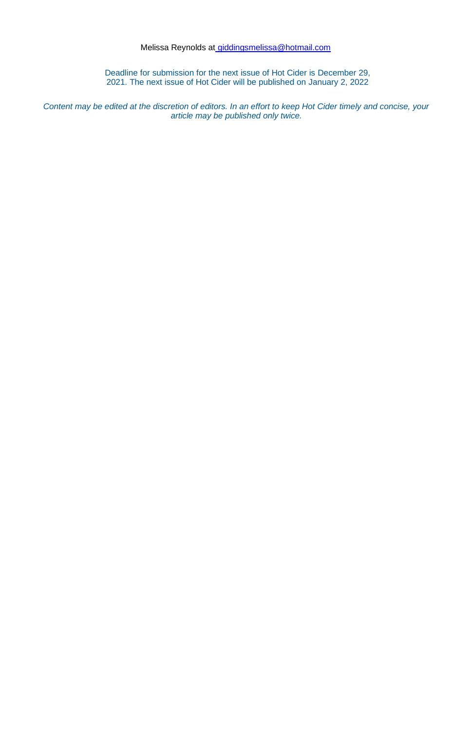Melissa Reynolds at giddingsmelissa@hotmail.com

Deadline for submission for the next issue of Hot Cider is December 29, 2021. The next issue of Hot Cider will be published on January 2, 2022

*Content may be edited at the discretion of editors. In an effort to keep Hot Cider timely and concise, your article may be published only twice.*